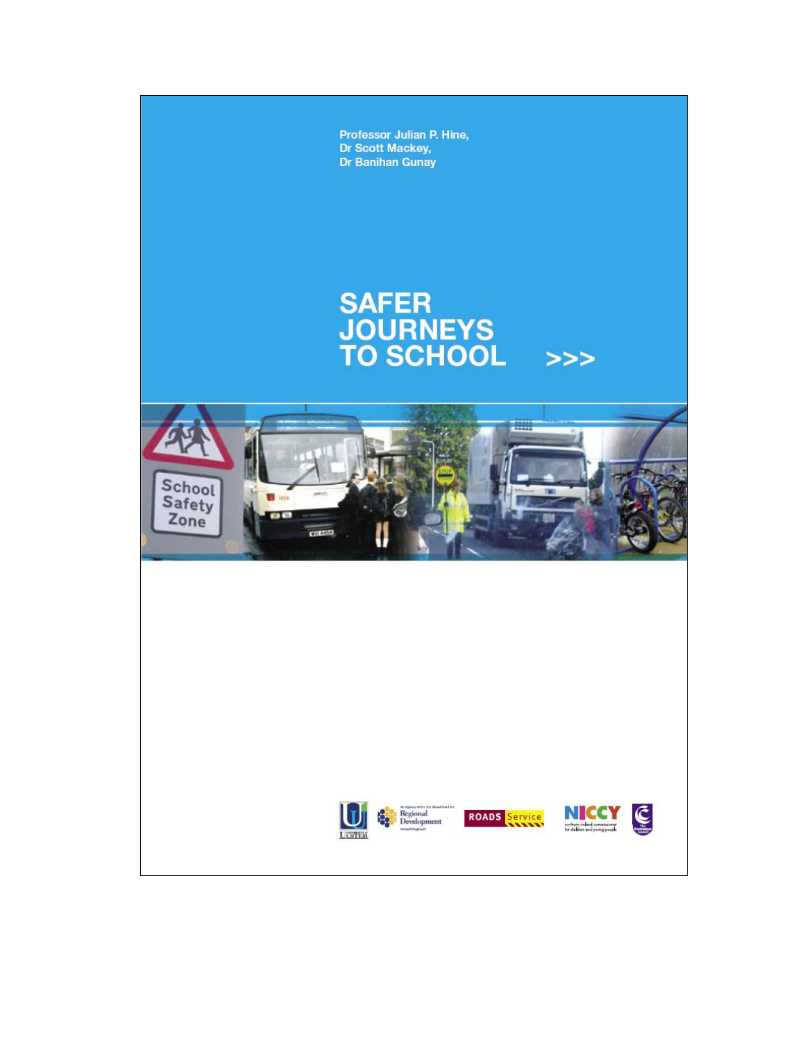Professor Julian P. Hine,
Dr Scott Mackey,
Dr Banihan Gunay

# SAFER JOURNEYS TO SCHOOL >>>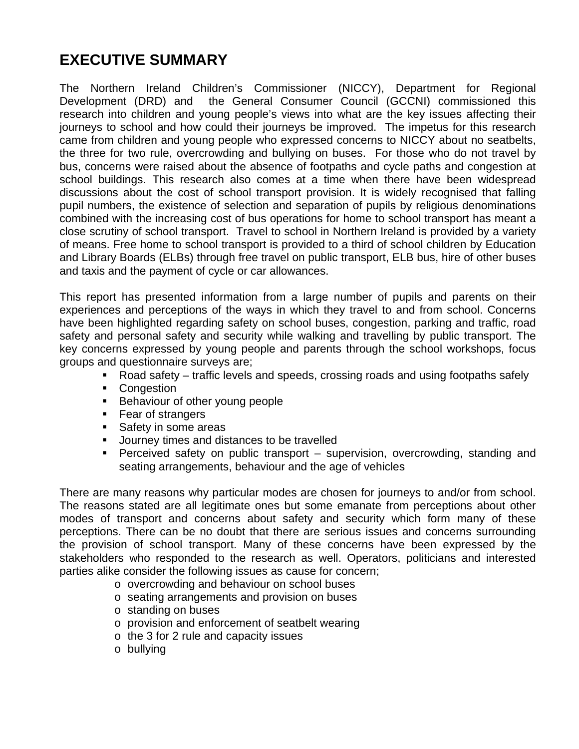# EXECUTIVE SUMMARY

The Northern Ireland Children's Commissioner (NICCY), Department for Regional Development (DRD) and the General Consumer Council (GCCNI) commissioned this research into children and young people's views into what are the key issues affecting their journeys to school and how could their journeys be improved. The impetus for this research came from children and young people who expressed concerns to NICCY about no seatbelts, the three for two rule, overcrowding and bullying on buses. For those who do not travel by bus, concerns were raised about the absence of footpaths and cycle paths and congestion at school buildings. This research also comes at a time when there have been widespread discussions about the cost of school transport provision. It is widely recognised that falling pupil numbers, the existence of selection and separation of pupils by religious denominations combined with the increasing cost of bus operations for home to school transport has meant a close scrutiny of school transport. Travel to school in Northern Ireland is provided by a variety of means. Free home to school transport is provided to a third of school children by Education and Library Boards (ELBs) through free travel on public transport, ELB bus, hire of other buses and taxis and the payment of cycle or car allowances.

This report has presented information from a large number of pupils and parents on their experiences and perceptions of the ways in which they travel to and from school. Concerns have been highlighted regarding safety on school buses, congestion, parking and traffic, road safety and personal safety and security while walking and travelling by public transport. The key concerns expressed by young people and parents through the school workshops, focus groups and questionnaire surveys are;

- Road safety – traffic levels and speeds, crossing roads and using footpaths safely
- Congestion
- Behaviour of other young people
- Fear of strangers
- Safety in some areas
- Journey times and distances to be travelled
- Perceived safety on public transport – supervision, overcrowding, standing and seating arrangements, behaviour and the age of vehicles

There are many reasons why particular modes are chosen for journeys to and/or from school. The reasons stated are all legitimate ones but some emanate from perceptions about other modes of transport and concerns about safety and security which form many of these perceptions. There can be no doubt that there are serious issues and concerns surrounding the provision of school transport. Many of these concerns have been expressed by the stakeholders who responded to the research as well. Operators, politicians and interested parties alike consider the following issues as cause for concern;

- overcrowding and behaviour on school buses
- seating arrangements and provision on buses
- standing on buses
- provision and enforcement of seatbelt wearing
- the 3 for 2 rule and capacity issues
- bullying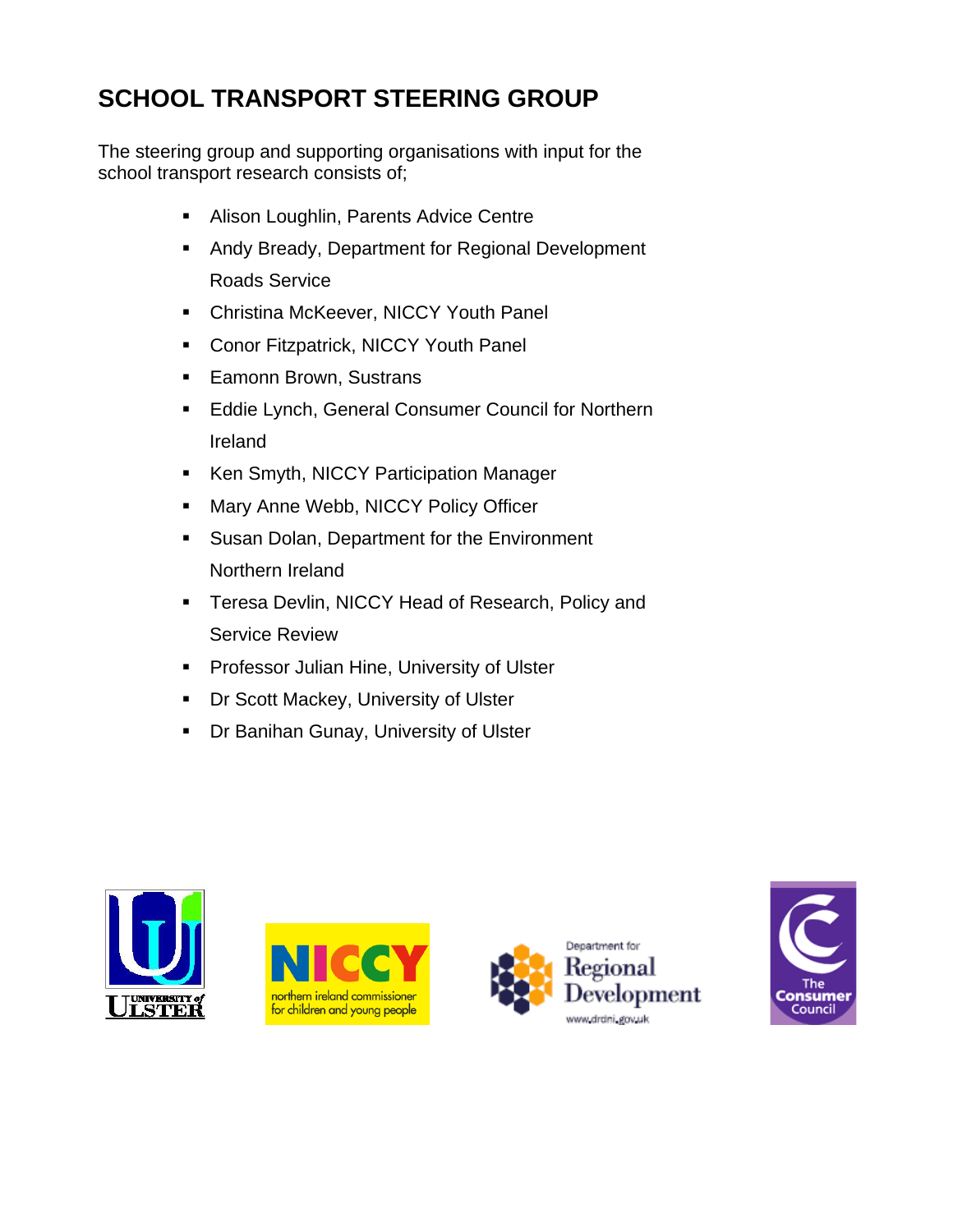# SCHOOL TRANSPORT STEERING GROUP

The steering group and supporting organisations with input for the school transport research consists of;

- Alison Loughlin, Parents Advice Centre
- Andy Bready, Department for Regional Development Roads Service
- Christina McKeever, NICCY Youth Panel
- Conor Fitzpatrick, NICCY Youth Panel
- Eamonn Brown, Sustrans
- Eddie Lynch, General Consumer Council for Northern Ireland
- Ken Smyth, NICCY Participation Manager
- Mary Anne Webb, NICCY Policy Officer
- Susan Dolan, Department for the Environment Northern Ireland
- Teresa Devlin, NICCY Head of Research, Policy and Service Review
- Professor Julian Hine, University of Ulster
- Dr Scott Mackey, University of Ulster
- Dr Banihan Gunay, University of Ulster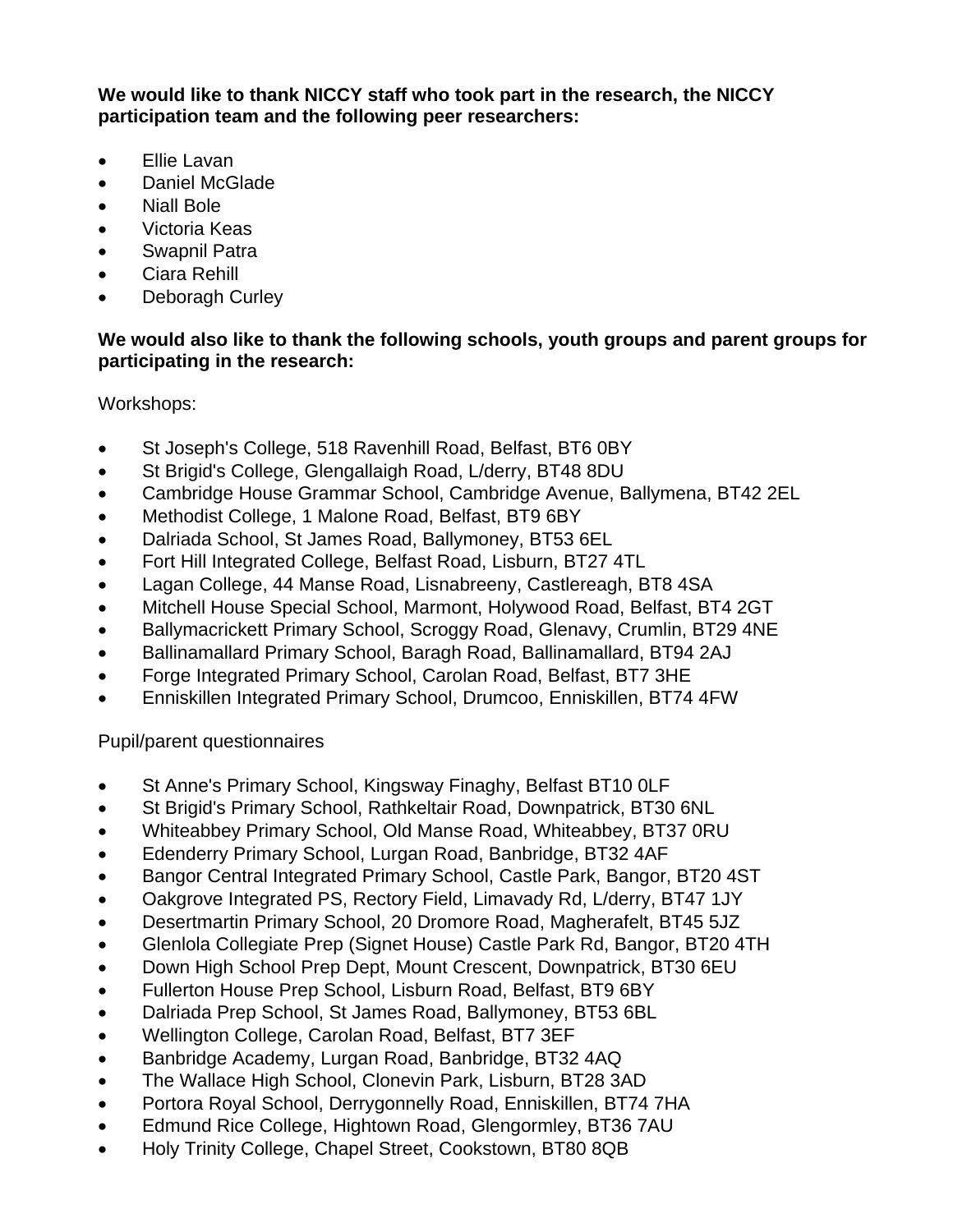**We would like to thank NICCY staff who took part in the research, the NICCY participation team and the following peer researchers:**

- Ellie Lavan
- Daniel McGlade
- Niall Bole
- Victoria Keas
- Swapnil Patra
- Ciara Rehill
- Deboragh Curley

**We would also like to thank the following schools, youth groups and parent groups for participating in the research:**

Workshops:

- St Joseph's College, 518 Ravenhill Road, Belfast, BT6 0BY
- St Brigid's College, Glengallaigh Road, L/derry, BT48 8DU
- Cambridge House Grammar School, Cambridge Avenue, Ballymena, BT42 2EL
- Methodist College, 1 Malone Road, Belfast, BT9 6BY
- Dalriada School, St James Road, Ballymoney, BT53 6EL
- Fort Hill Integrated College, Belfast Road, Lisburn, BT27 4TL
- Lagan College, 44 Manse Road, Lisnabreeny, Castlereagh, BT8 4SA
- Mitchell House Special School, Marmont, Holywood Road, Belfast, BT4 2GT
- Ballymacrickett Primary School, Scroggy Road, Glenavy, Crumlin, BT29 4NE
- Ballinamallard Primary School, Baragh Road, Ballinamallard, BT94 2AJ
- Forge Integrated Primary School, Carolan Road, Belfast, BT7 3HE
- Enniskillen Integrated Primary School, Drumcoo, Enniskillen, BT74 4FW

Pupil/parent questionnaires

- St Anne's Primary School, Kingsway Finaghy, Belfast BT10 0LF
- St Brigid's Primary School, Rathkeltair Road, Downpatrick, BT30 6NL
- Whiteabbey Primary School, Old Manse Road, Whiteabbey, BT37 0RU
- Edenderry Primary School, Lurgan Road, Banbridge, BT32 4AF
- Bangor Central Integrated Primary School, Castle Park, Bangor, BT20 4ST
- Oakgrove Integrated PS, Rectory Field, Limavady Rd, L/derry, BT47 1JY
- Desertmartin Primary School, 20 Dromore Road, Magherafelt, BT45 5JZ
- Glenlola Collegiate Prep (Signet House) Castle Park Rd, Bangor, BT20 4TH
- Down High School Prep Dept, Mount Crescent, Downpatrick, BT30 6EU
- Fullerton House Prep School, Lisburn Road, Belfast, BT9 6BY
- Dalriada Prep School, St James Road, Ballymoney, BT53 6BL
- Wellington College, Carolan Road, Belfast, BT7 3EF
- Banbridge Academy, Lurgan Road, Banbridge, BT32 4AQ
- The Wallace High School, Clonevin Park, Lisburn, BT28 3AD
- Portora Royal School, Derrygonnelly Road, Enniskillen, BT74 7HA
- Edmund Rice College, Hightown Road, Glengormley, BT36 7AU
- Holy Trinity College, Chapel Street, Cookstown, BT80 8QB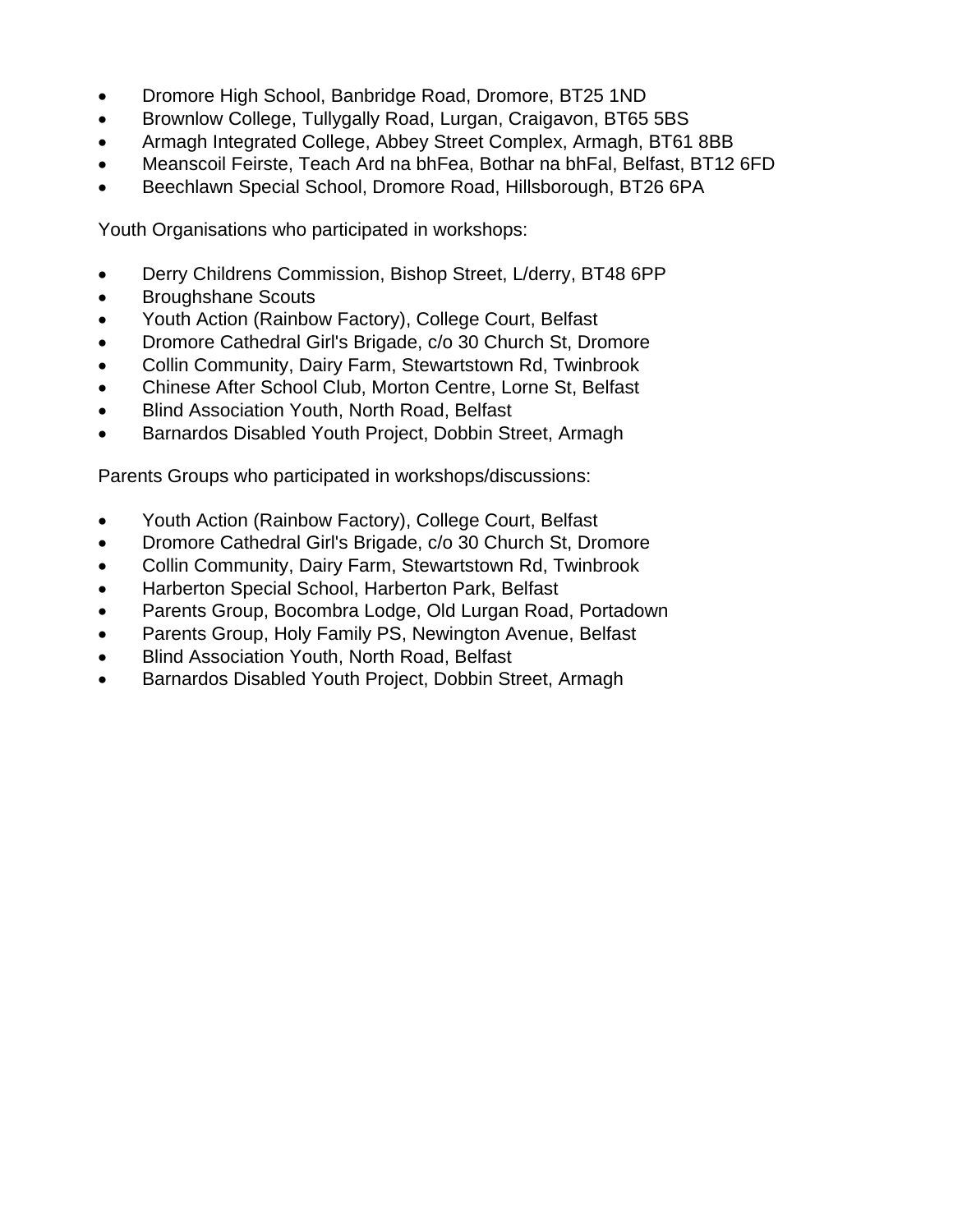- Dromore High School, Banbridge Road, Dromore, BT25 1ND
- Brownlow College, Tullygally Road, Lurgan, Craigavon, BT65 5BS
- Armagh Integrated College, Abbey Street Complex, Armagh, BT61 8BB
- Meanscoil Feirste, Teach Ard na bhFea, Bothar na bhFal, Belfast, BT12 6FD
- Beechlawn Special School, Dromore Road, Hillsborough, BT26 6PA

Youth Organisations who participated in workshops:

- Derry Childrens Commission, Bishop Street, L/derry, BT48 6PP
- Broughshane Scouts
- Youth Action (Rainbow Factory), College Court, Belfast
- Dromore Cathedral Girl's Brigade, c/o 30 Church St, Dromore
- Collin Community, Dairy Farm, Stewartstown Rd, Twinbrook
- Chinese After School Club, Morton Centre, Lorne St, Belfast
- Blind Association Youth, North Road, Belfast
- Barnardos Disabled Youth Project, Dobbin Street, Armagh

Parents Groups who participated in workshops/discussions:

- Youth Action (Rainbow Factory), College Court, Belfast
- Dromore Cathedral Girl's Brigade, c/o 30 Church St, Dromore
- Collin Community, Dairy Farm, Stewartstown Rd, Twinbrook
- Harberton Special School, Harberton Park, Belfast
- Parents Group, Bocombra Lodge, Old Lurgan Road, Portadown
- Parents Group, Holy Family PS, Newington Avenue, Belfast
- Blind Association Youth, North Road, Belfast
- Barnardos Disabled Youth Project, Dobbin Street, Armagh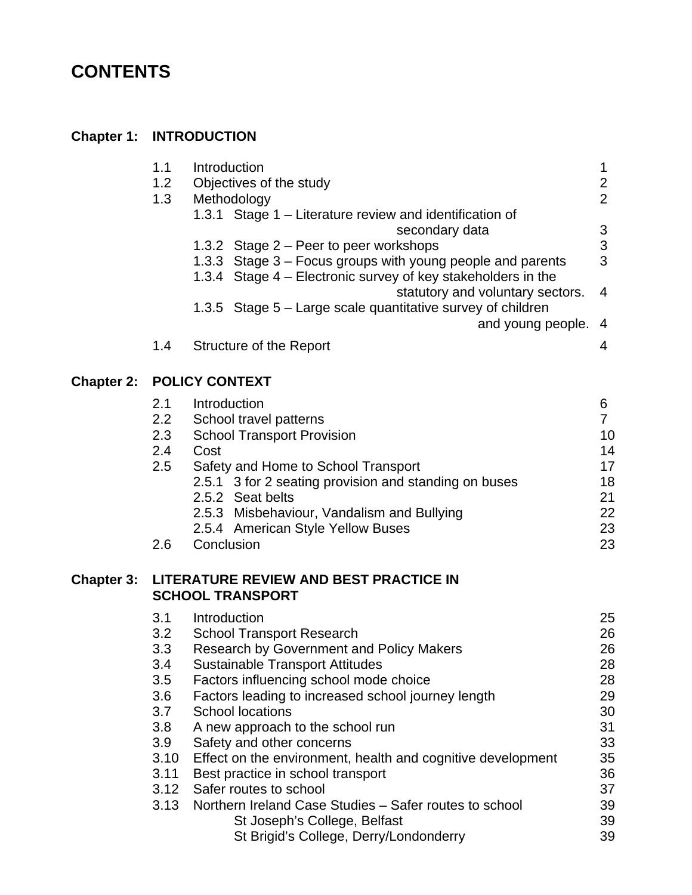# CONTENTS

## Chapter 1: INTRODUCTION

| | | | |
|---|---|---|---|
| 1.1 | Introduction | | 1 |
| 1.2 | Objectives of the study | | 2 |
| 1.3 | Methodology | | 2 |
| | 1.3.1 | Stage 1 – Literature review and identification of secondary data | 3 |
| | 1.3.2 | Stage 2 – Peer to peer workshops | 3 |
| | 1.3.3 | Stage 3 – Focus groups with young people and parents | 3 |
| | 1.3.4 | Stage 4 – Electronic survey of key stakeholders in the statutory and voluntary sectors. | 4 |
| | 1.3.5 | Stage 5 – Large scale quantitative survey of children and young people. | 4 |
| 1.4 | Structure of the Report | | 4 |

## Chapter 2: POLICY CONTEXT

| | | | |
|---|---|---|---|
| 2.1 | Introduction | | 6 |
| 2.2 | School travel patterns | | 7 |
| 2.3 | School Transport Provision | | 10 |
| 2.4 | Cost | | 14 |
| 2.5 | Safety and Home to School Transport | | 17 |
| | 2.5.1 | 3 for 2 seating provision and standing on buses | 18 |
| | 2.5.2 | Seat belts | 21 |
| | 2.5.3 | Misbehaviour, Vandalism and Bullying | 22 |
| | 2.5.4 | American Style Yellow Buses | 23 |
| 2.6 | Conclusion | | 23 |

## Chapter 3: LITERATURE REVIEW AND BEST PRACTICE IN SCHOOL TRANSPORT

| | | |
|---|---|---|
| 3.1 | Introduction | 25 |
| 3.2 | School Transport Research | 26 |
| 3.3 | Research by Government and Policy Makers | 26 |
| 3.4 | Sustainable Transport Attitudes | 28 |
| 3.5 | Factors influencing school mode choice | 28 |
| 3.6 | Factors leading to increased school journey length | 29 |
| 3.7 | School locations | 30 |
| 3.8 | A new approach to the school run | 31 |
| 3.9 | Safety and other concerns | 33 |
| 3.10 | Effect on the environment, health and cognitive development | 35 |
| 3.11 | Best practice in school transport | 36 |
| 3.12 | Safer routes to school | 37 |
| 3.13 | Northern Ireland Case Studies – Safer routes to school | 39 |
| | St Joseph's College, Belfast | 39 |
| | St Brigid's College, Derry/Londonderry | 39 |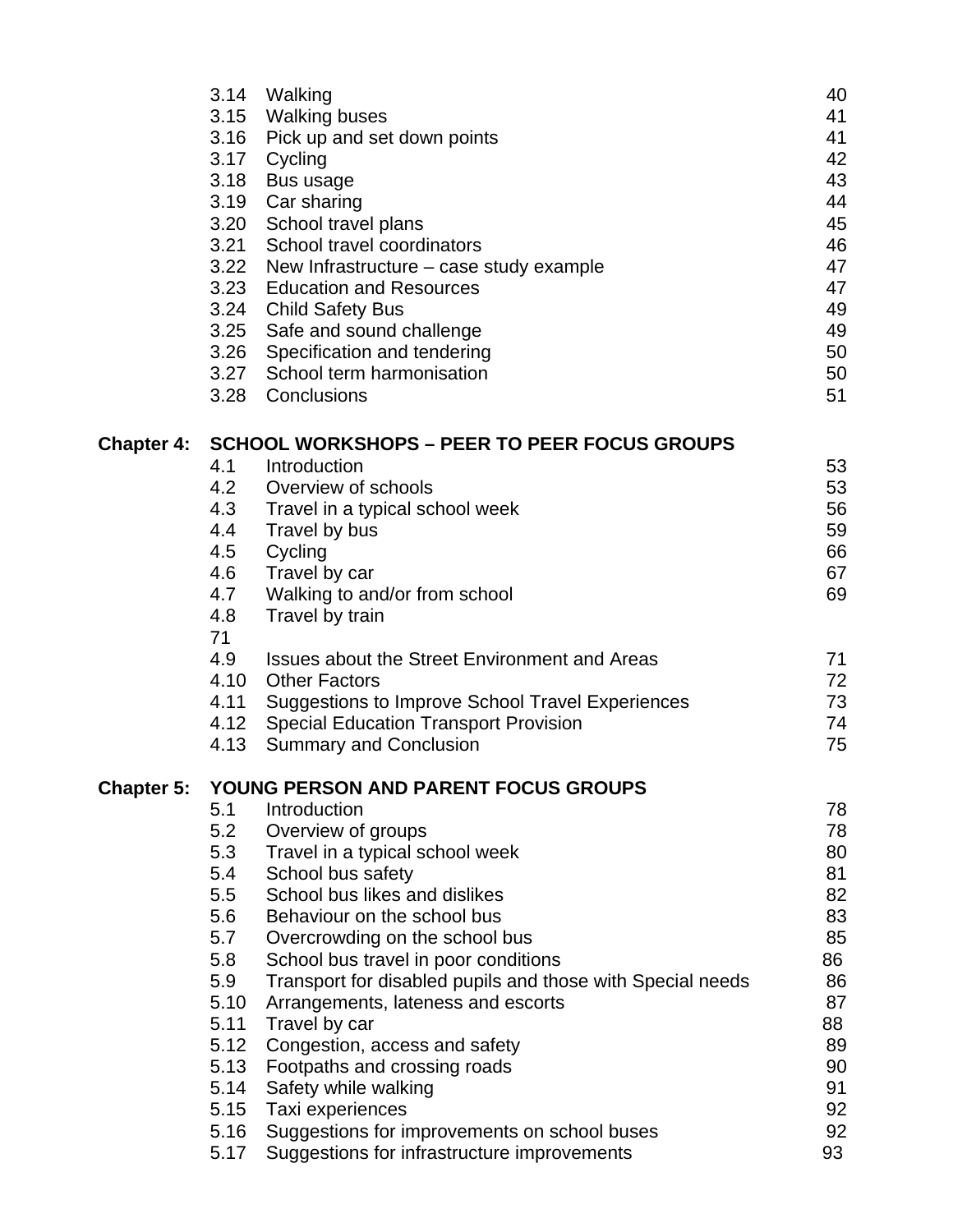| | | |
|---|---|---|
| 3.14 | Walking | 40 |
| 3.15 | Walking buses | 41 |
| 3.16 | Pick up and set down points | 41 |
| 3.17 | Cycling | 42 |
| 3.18 | Bus usage | 43 |
| 3.19 | Car sharing | 44 |
| 3.20 | School travel plans | 45 |
| 3.21 | School travel coordinators | 46 |
| 3.22 | New Infrastructure – case study example | 47 |
| 3.23 | Education and Resources | 47 |
| 3.24 | Child Safety Bus | 49 |
| 3.25 | Safe and sound challenge | 49 |
| 3.26 | Specification and tendering | 50 |
| 3.27 | School term harmonisation | 50 |
| 3.28 | Conclusions | 51 |

**Chapter 4: SCHOOL WORKSHOPS – PEER TO PEER FOCUS GROUPS**

| | | |
|---|---|---|
| 4.1 | Introduction | 53 |
| 4.2 | Overview of schools | 53 |
| 4.3 | Travel in a typical school week | 56 |
| 4.4 | Travel by bus | 59 |
| 4.5 | Cycling | 66 |
| 4.6 | Travel by car | 67 |
| 4.7 | Walking to and/or from school | 69 |
| 4.8 | Travel by train | |
| 71 | | |
| 4.9 | Issues about the Street Environment and Areas | 71 |
| 4.10 | Other Factors | 72 |
| 4.11 | Suggestions to Improve School Travel Experiences | 73 |
| 4.12 | Special Education Transport Provision | 74 |
| 4.13 | Summary and Conclusion | 75 |

**Chapter 5: YOUNG PERSON AND PARENT FOCUS GROUPS**

| | | |
|---|---|---|
| 5.1 | Introduction | 78 |
| 5.2 | Overview of groups | 78 |
| 5.3 | Travel in a typical school week | 80 |
| 5.4 | School bus safety | 81 |
| 5.5 | School bus likes and dislikes | 82 |
| 5.6 | Behaviour on the school bus | 83 |
| 5.7 | Overcrowding on the school bus | 85 |
| 5.8 | School bus travel in poor conditions | 86 |
| 5.9 | Transport for disabled pupils and those with Special needs | 86 |
| 5.10 | Arrangements, lateness and escorts | 87 |
| 5.11 | Travel by car | 88 |
| 5.12 | Congestion, access and safety | 89 |
| 5.13 | Footpaths and crossing roads | 90 |
| 5.14 | Safety while walking | 91 |
| 5.15 | Taxi experiences | 92 |
| 5.16 | Suggestions for improvements on school buses | 92 |
| 5.17 | Suggestions for infrastructure improvements | 93 |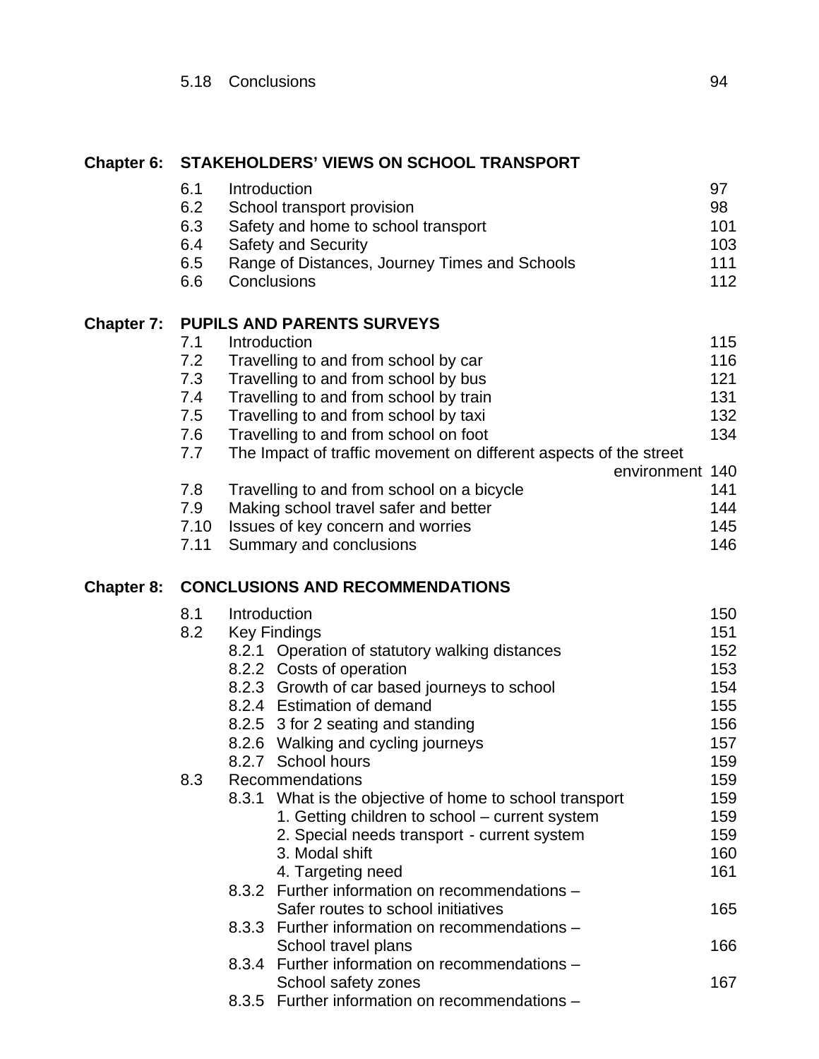| | | |
|---|---|---|
| 5.18 | Conclusions | 94 |

**Chapter 6: STAKEHOLDERS' VIEWS ON SCHOOL TRANSPORT**

| | | |
|---|---|---|
| 6.1 | Introduction | 97 |
| 6.2 | School transport provision | 98 |
| 6.3 | Safety and home to school transport | 101 |
| 6.4 | Safety and Security | 103 |
| 6.5 | Range of Distances, Journey Times and Schools | 111 |
| 6.6 | Conclusions | 112 |

**Chapter 7: PUPILS AND PARENTS SURVEYS**

| | | |
|---|---|---|
| 7.1 | Introduction | 115 |
| 7.2 | Travelling to and from school by car | 116 |
| 7.3 | Travelling to and from school by bus | 121 |
| 7.4 | Travelling to and from school by train | 131 |
| 7.5 | Travelling to and from school by taxi | 132 |
| 7.6 | Travelling to and from school on foot | 134 |
| 7.7 | The Impact of traffic movement on different aspects of the street environment | 140 |
| 7.8 | Travelling to and from school on a bicycle | 141 |
| 7.9 | Making school travel safer and better | 144 |
| 7.10 | Issues of key concern and worries | 145 |
| 7.11 | Summary and conclusions | 146 |

**Chapter 8: CONCLUSIONS AND RECOMMENDATIONS**

| | | |
|---|---|---|
| 8.1 | Introduction | 150 |
| 8.2 | Key Findings | 151 |
| | 8.2.1 Operation of statutory walking distances | 152 |
| | 8.2.2 Costs of operation | 153 |
| | 8.2.3 Growth of car based journeys to school | 154 |
| | 8.2.4 Estimation of demand | 155 |
| | 8.2.5 3 for 2 seating and standing | 156 |
| | 8.2.6 Walking and cycling journeys | 157 |
| | 8.2.7 School hours | 159 |
| 8.3 | Recommendations | 159 |
| | 8.3.1 What is the objective of home to school transport | 159 |
| | 1. Getting children to school – current system | 159 |
| | 2. Special needs transport - current system | 159 |
| | 3. Modal shift | 160 |
| | 4. Targeting need | 161 |
| | 8.3.2 Further information on recommendations – Safer routes to school initiatives | 165 |
| | 8.3.3 Further information on recommendations – School travel plans | 166 |
| | 8.3.4 Further information on recommendations – School safety zones | 167 |
| | 8.3.5 Further information on recommendations – | |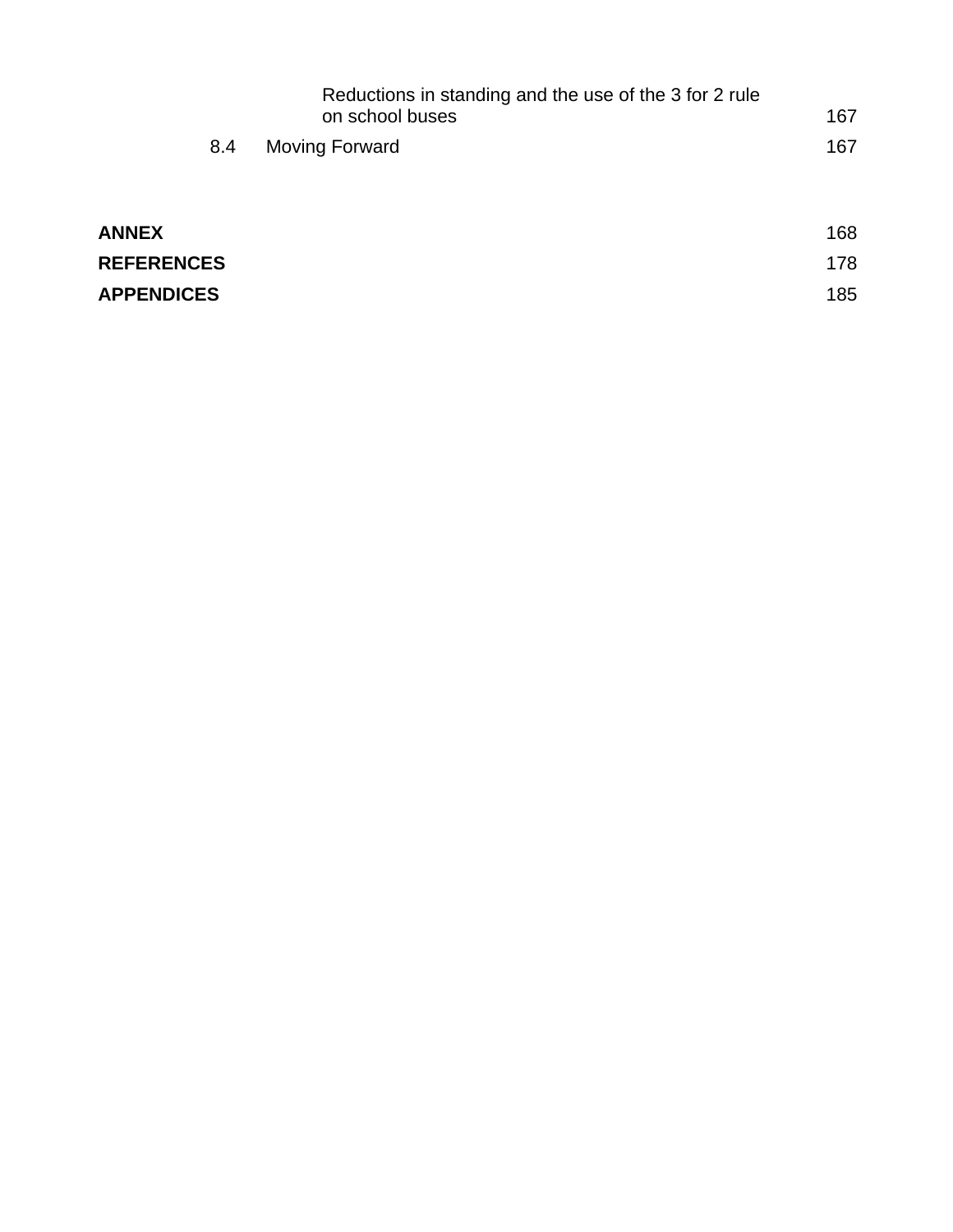| | | |
|---|---|---|
| | Reductions in standing and the use of the 3 for 2 rule on school buses | 167 |
| 8.4 | Moving Forward | 167 |

| | |
|---|---|
| **ANNEX** | 168 |
| **REFERENCES** | 178 |
| **APPENDICES** | 185 |